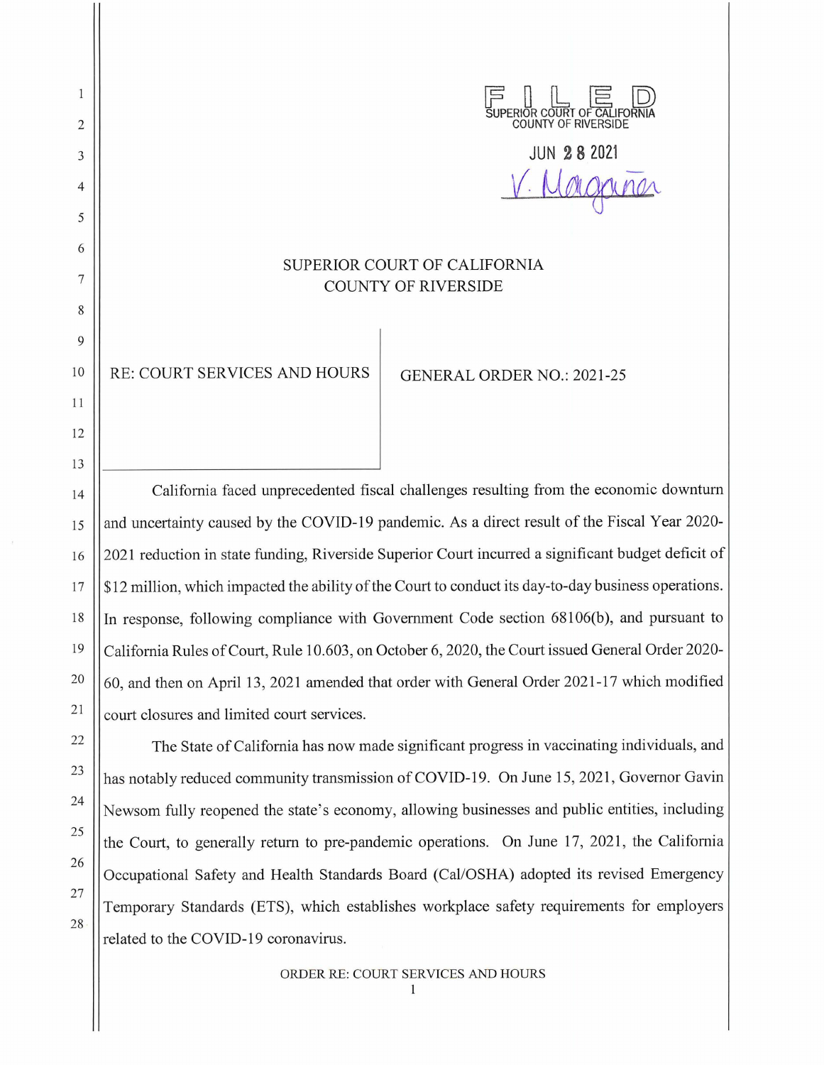FILED
SUPERIOR COURT OF CALIFORNIA
COUNTY OF RIVERSIDE

JUN 28 2021

V. Magaña

# SUPERIOR COURT OF CALIFORNIA
# COUNTY OF RIVERSIDE

| RE: COURT SERVICES AND HOURS | GENERAL ORDER NO.: 2021-25 |
|---|---|

California faced unprecedented fiscal challenges resulting from the economic downturn and uncertainty caused by the COVID-19 pandemic. As a direct result of the Fiscal Year 2020-2021 reduction in state funding, Riverside Superior Court incurred a significant budget deficit of $12 million, which impacted the ability of the Court to conduct its day-to-day business operations. In response, following compliance with Government Code section 68106(b), and pursuant to California Rules of Court, Rule 10.603, on October 6, 2020, the Court issued General Order 2020-60, and then on April 13, 2021 amended that order with General Order 2021-17 which modified court closures and limited court services.

The State of California has now made significant progress in vaccinating individuals, and has notably reduced community transmission of COVID-19. On June 15, 2021, Governor Gavin Newsom fully reopened the state's economy, allowing businesses and public entities, including the Court, to generally return to pre-pandemic operations. On June 17, 2021, the California Occupational Safety and Health Standards Board (Cal/OSHA) adopted its revised Emergency Temporary Standards (ETS), which establishes workplace safety requirements for employers related to the COVID-19 coronavirus.

ORDER RE: COURT SERVICES AND HOURS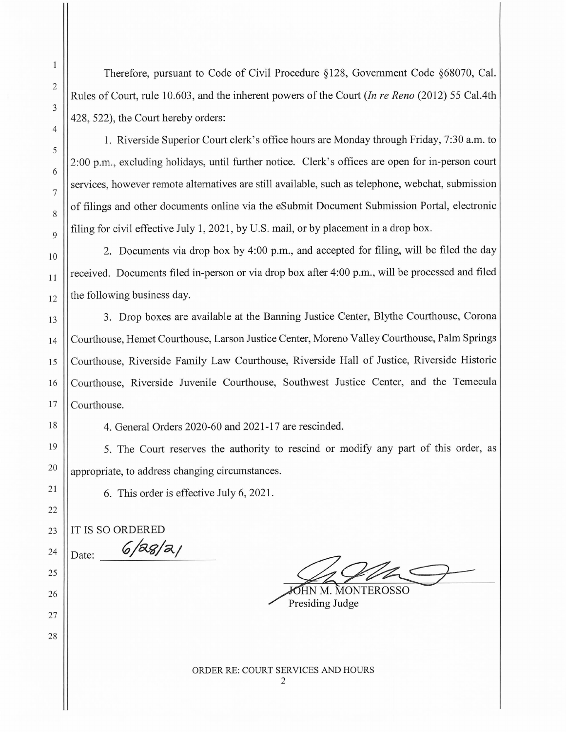Therefore, pursuant to Code of Civil Procedure §128, Government Code §68070, Cal. Rules of Court, rule 10.603, and the inherent powers of the Court (*In re Reno* (2012) 55 Cal.4th 428, 522), the Court hereby orders:

1. Riverside Superior Court clerk's office hours are Monday through Friday, 7:30 a.m. to 2:00 p.m., excluding holidays, until further notice. Clerk's offices are open for in-person court services, however remote alternatives are still available, such as telephone, webchat, submission of filings and other documents online via the eSubmit Document Submission Portal, electronic filing for civil effective July 1, 2021, by U.S. mail, or by placement in a drop box.

2. Documents via drop box by 4:00 p.m., and accepted for filing, will be filed the day received. Documents filed in-person or via drop box after 4:00 p.m., will be processed and filed the following business day.

3. Drop boxes are available at the Banning Justice Center, Blythe Courthouse, Corona Courthouse, Hemet Courthouse, Larson Justice Center, Moreno Valley Courthouse, Palm Springs Courthouse, Riverside Family Law Courthouse, Riverside Hall of Justice, Riverside Historic Courthouse, Riverside Juvenile Courthouse, Southwest Justice Center, and the Temecula Courthouse.

4. General Orders 2020-60 and 2021-17 are rescinded.

5. The Court reserves the authority to rescind or modify any part of this order, as appropriate, to address changing circumstances.

6. This order is effective July 6, 2021.

IT IS SO ORDERED

Date: 6/28/21

JOHN M. MONTEROSSO
Presiding Judge

ORDER RE: COURT SERVICES AND HOURS